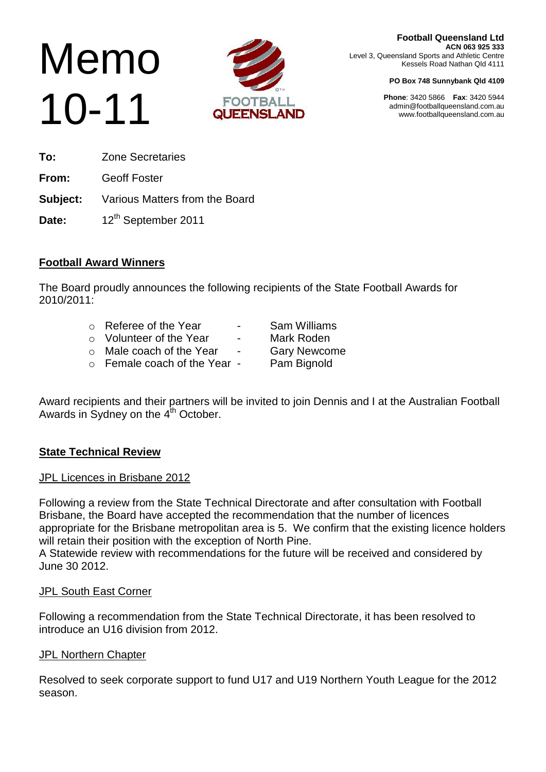# Memo 10-11

**Football Queensland Ltd**
**ACN 063 925 333**
Level 3, Queensland Sports and Athletic Centre
Kessels Road Nathan Qld 4111

**PO Box 748 Sunnybank Qld 4109**

**Phone**: 3420 5866 **Fax**: 3420 5944
admin@footballqueensland.com.au
www.footballqueensland.com.au

**To:** Zone Secretaries

**From:** Geoff Foster

**Subject:** Various Matters from the Board

**Date:** 12th September 2011

## Football Award Winners

The Board proudly announces the following recipients of the State Football Awards for 2010/2011:

- Referee of the Year - Sam Williams
- Volunteer of the Year - Mark Roden
- Male coach of the Year - Gary Newcome
- Female coach of the Year - Pam Bignold

Award recipients and their partners will be invited to join Dennis and I at the Australian Football Awards in Sydney on the 4th October.

## State Technical Review

### JPL Licences in Brisbane 2012

Following a review from the State Technical Directorate and after consultation with Football Brisbane, the Board have accepted the recommendation that the number of licences appropriate for the Brisbane metropolitan area is 5. We confirm that the existing licence holders will retain their position with the exception of North Pine.
A Statewide review with recommendations for the future will be received and considered by June 30 2012.

### JPL South East Corner

Following a recommendation from the State Technical Directorate, it has been resolved to introduce an U16 division from 2012.

### JPL Northern Chapter

Resolved to seek corporate support to fund U17 and U19 Northern Youth League for the 2012 season.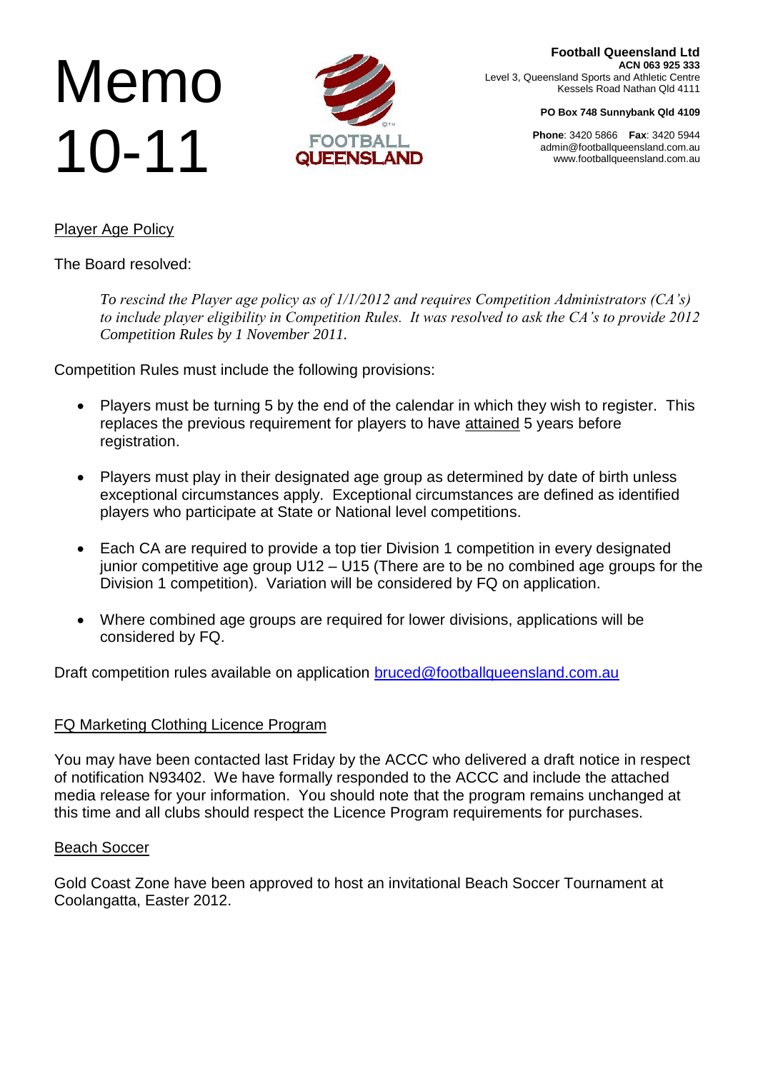# Memo 10-11

**Football Queensland Ltd**
**ACN 063 925 333**
Level 3, Queensland Sports and Athletic Centre
Kessels Road Nathan Qld 4111

**PO Box 748 Sunnybank Qld 4109**

**Phone**: 3420 5866 **Fax**: 3420 5944
admin@footballqueensland.com.au
www.footballqueensland.com.au

## Player Age Policy

The Board resolved:

> *To rescind the Player age policy as of 1/1/2012 and requires Competition Administrators (CA's) to include player eligibility in Competition Rules. It was resolved to ask the CA's to provide 2012 Competition Rules by 1 November 2011.*

Competition Rules must include the following provisions:

- Players must be turning 5 by the end of the calendar in which they wish to register. This replaces the previous requirement for players to have attained 5 years before registration.
- Players must play in their designated age group as determined by date of birth unless exceptional circumstances apply. Exceptional circumstances are defined as identified players who participate at State or National level competitions.
- Each CA are required to provide a top tier Division 1 competition in every designated junior competitive age group U12 – U15 (There are to be no combined age groups for the Division 1 competition). Variation will be considered by FQ on application.
- Where combined age groups are required for lower divisions, applications will be considered by FQ.

Draft competition rules available on application bruced@footballqueensland.com.au

## FQ Marketing Clothing Licence Program

You may have been contacted last Friday by the ACCC who delivered a draft notice in respect of notification N93402. We have formally responded to the ACCC and include the attached media release for your information. You should note that the program remains unchanged at this time and all clubs should respect the Licence Program requirements for purchases.

## Beach Soccer

Gold Coast Zone have been approved to host an invitational Beach Soccer Tournament at Coolangatta, Easter 2012.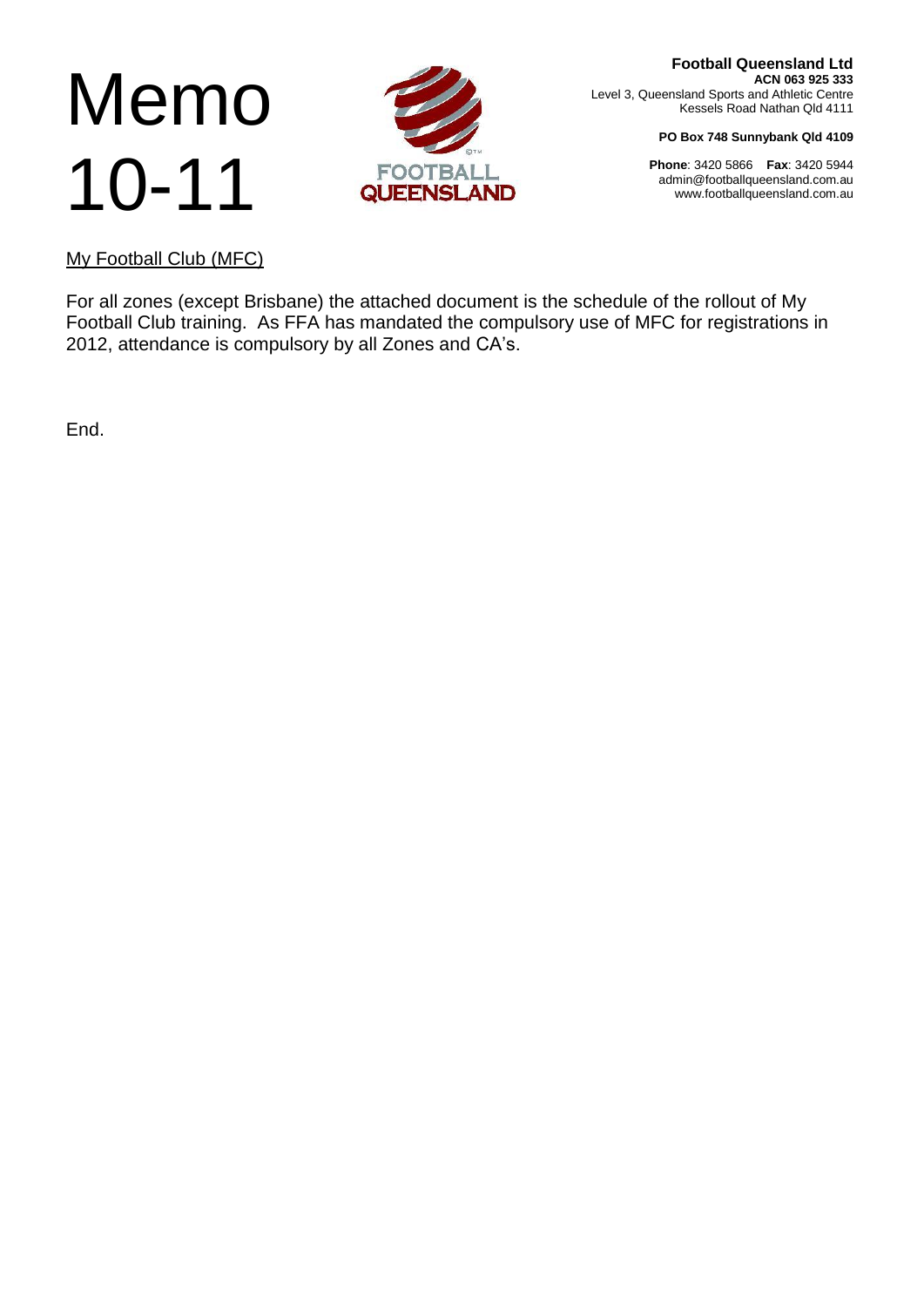# Memo 10-11

**Football Queensland Ltd**
**ACN 063 925 333**
Level 3, Queensland Sports and Athletic Centre
Kessels Road Nathan Qld 4111

**PO Box 748 Sunnybank Qld 4109**

**Phone**: 3420 5866 **Fax**: 3420 5944
admin@footballqueensland.com.au
www.footballqueensland.com.au

My Football Club (MFC)

For all zones (except Brisbane) the attached document is the schedule of the rollout of My Football Club training. As FFA has mandated the compulsory use of MFC for registrations in 2012, attendance is compulsory by all Zones and CA's.

End.